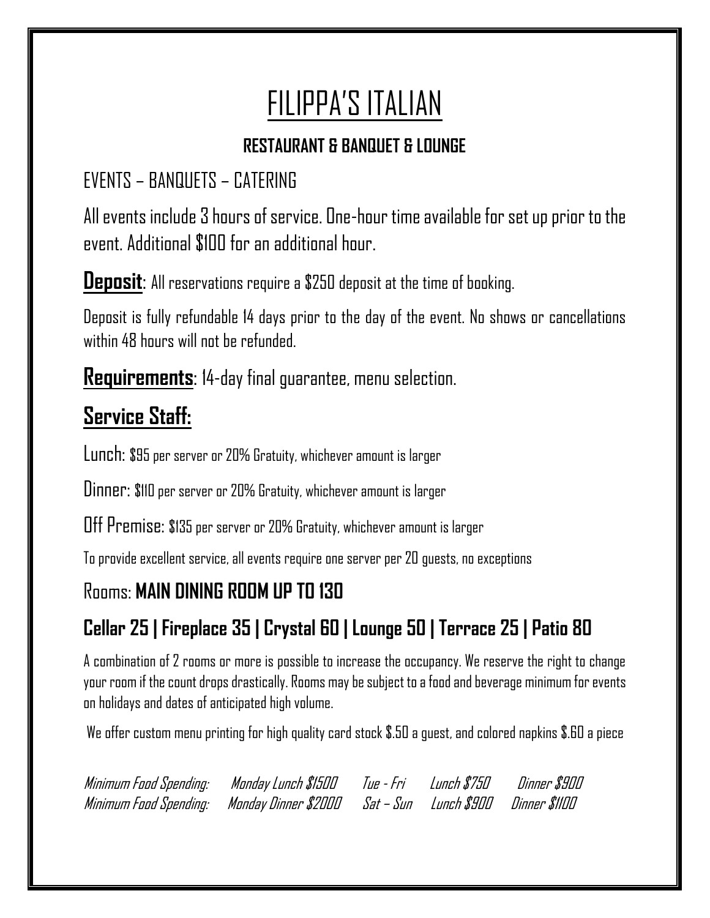# FILIPPA'S ITALIAN

### RESTAURANT & BANQUET & LOUNGE

EVENTS – BANQUETS – CATERING

All events include 3 hours of service. One-hour time available for set up prior to the event. Additional $100 for an additional hour.

**Deposit**: All reservations require a $250 deposit at the time of booking.

Deposit is fully refundable 14 days prior to the day of the event. No shows or cancellations within 48 hours will not be refunded.

**Requirements**: 14-day final guarantee, menu selection.

## Service Staff:

Lunch: $95 per server or 20% Gratuity, whichever amount is larger

Dinner: $110 per server or 20% Gratuity, whichever amount is larger

Off Premise: $135 per server or 20% Gratuity, whichever amount is larger

To provide excellent service, all events require one server per 20 guests, no exceptions

Rooms: **MAIN DINING ROOM UP TO 130**

**Cellar 25 | Fireplace 35 | Crystal 60 | Lounge 50 | Terrace 25 | Patio 80**

A combination of 2 rooms or more is possible to increase the occupancy. We reserve the right to change your room if the count drops drastically. Rooms may be subject to a food and beverage minimum for events on holidays and dates of anticipated high volume.

We offer custom menu printing for high quality card stock $.50 a guest, and colored napkins $.60 a piece

| | | | | |
|---|---|---|---|---|
| *Minimum Food Spending:* | *Monday Lunch $1500* | *Tue - Fri* | *Lunch $750* | *Dinner $900* |
| *Minimum Food Spending:* | *Monday Dinner $2000* | *Sat – Sun* | *Lunch $900* | *Dinner $1100* |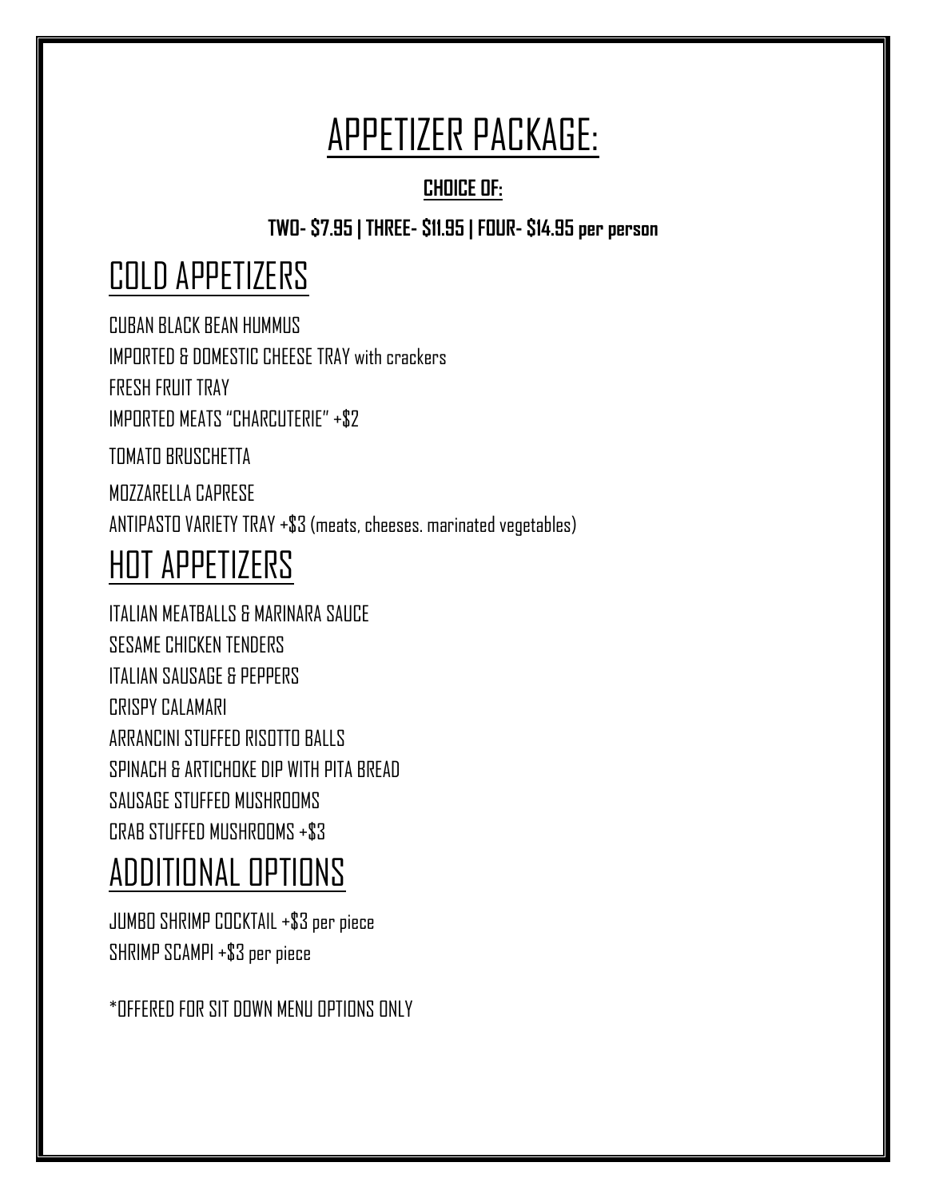# APPETIZER PACKAGE:

**CHOICE OF:**

**TWO- $7.95 | THREE- $11.95 | FOUR- $14.95 per person**

## COLD APPETIZERS

CUBAN BLACK BEAN HUMMUS

IMPORTED & DOMESTIC CHEESE TRAY with crackers

FRESH FRUIT TRAY

IMPORTED MEATS "CHARCUTERIE" +$2

TOMATO BRUSCHETTA

MOZZARELLA CAPRESE

ANTIPASTO VARIETY TRAY +$3 (meats, cheeses. marinated vegetables)

## HOT APPETIZERS

ITALIAN MEATBALLS & MARINARA SAUCE

SESAME CHICKEN TENDERS

ITALIAN SAUSAGE & PEPPERS

CRISPY CALAMARI

ARRANCINI STUFFED RISOTTO BALLS

SPINACH & ARTICHOKE DIP WITH PITA BREAD

SAUSAGE STUFFED MUSHROOMS

CRAB STUFFED MUSHROOMS +$3

## ADDITIONAL OPTIONS

JUMBO SHRIMP COCKTAIL +$3 per piece

SHRIMP SCAMPI +$3 per piece

*OFFERED FOR SIT DOWN MENU OPTIONS ONLY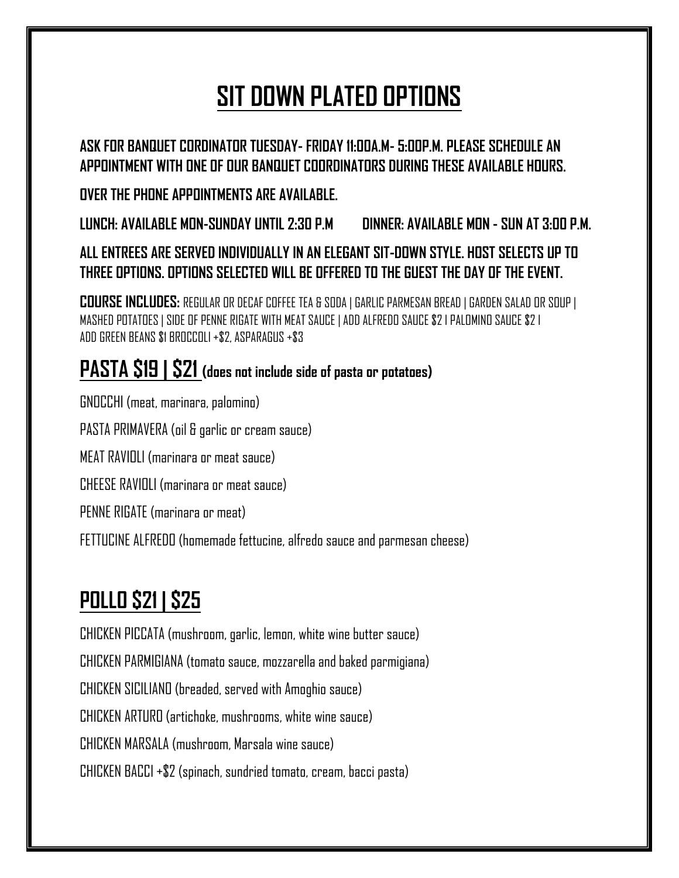# SIT DOWN PLATED OPTIONS

**ASK FOR BANQUET CORDINATOR TUESDAY- FRIDAY 11:00A.M- 5:00P.M. PLEASE SCHEDULE AN APPOINTMENT WITH ONE OF OUR BANQUET COORDINATORS DURING THESE AVAILABLE HOURS.**

**OVER THE PHONE APPOINTMENTS ARE AVAILABLE.**

**LUNCH: AVAILABLE MON-SUNDAY UNTIL 2:30 P.M DINNER: AVAILABLE MON - SUN AT 3:00 P.M.**

**ALL ENTREES ARE SERVED INDIVIDUALLY IN AN ELEGANT SIT-DOWN STYLE. HOST SELECTS UP TO THREE OPTIONS. OPTIONS SELECTED WILL BE OFFERED TO THE GUEST THE DAY OF THE EVENT.**

**COURSE INCLUDES:** REGULAR OR DECAF COFFEE TEA & SODA | GARLIC PARMESAN BREAD | GARDEN SALAD OR SOUP | MASHED POTATOES | SIDE OF PENNE RIGATE WITH MEAT SAUCE | ADD ALFREDO SAUCE $2 I PALOMINO SAUCE $2 I ADD GREEN BEANS $1 BROCCOLI +$2, ASPARAGUS +$3

## PASTA $19 | $21 (does not include side of pasta or potatoes)

GNOCCHI (meat, marinara, palomino)

PASTA PRIMAVERA (oil & garlic or cream sauce)

MEAT RAVIOLI (marinara or meat sauce)

CHEESE RAVIOLI (marinara or meat sauce)

PENNE RIGATE (marinara or meat)

FETTUCINE ALFREDO (homemade fettucine, alfredo sauce and parmesan cheese)

## POLLO $21 | $25

CHICKEN PICCATA (mushroom, garlic, lemon, white wine butter sauce)

CHICKEN PARMIGIANA (tomato sauce, mozzarella and baked parmigiana)

CHICKEN SICILIANO (breaded, served with Amoghio sauce)

CHICKEN ARTURO (artichoke, mushrooms, white wine sauce)

CHICKEN MARSALA (mushroom, Marsala wine sauce)

CHICKEN BACCI +$2 (spinach, sundried tomato, cream, bacci pasta)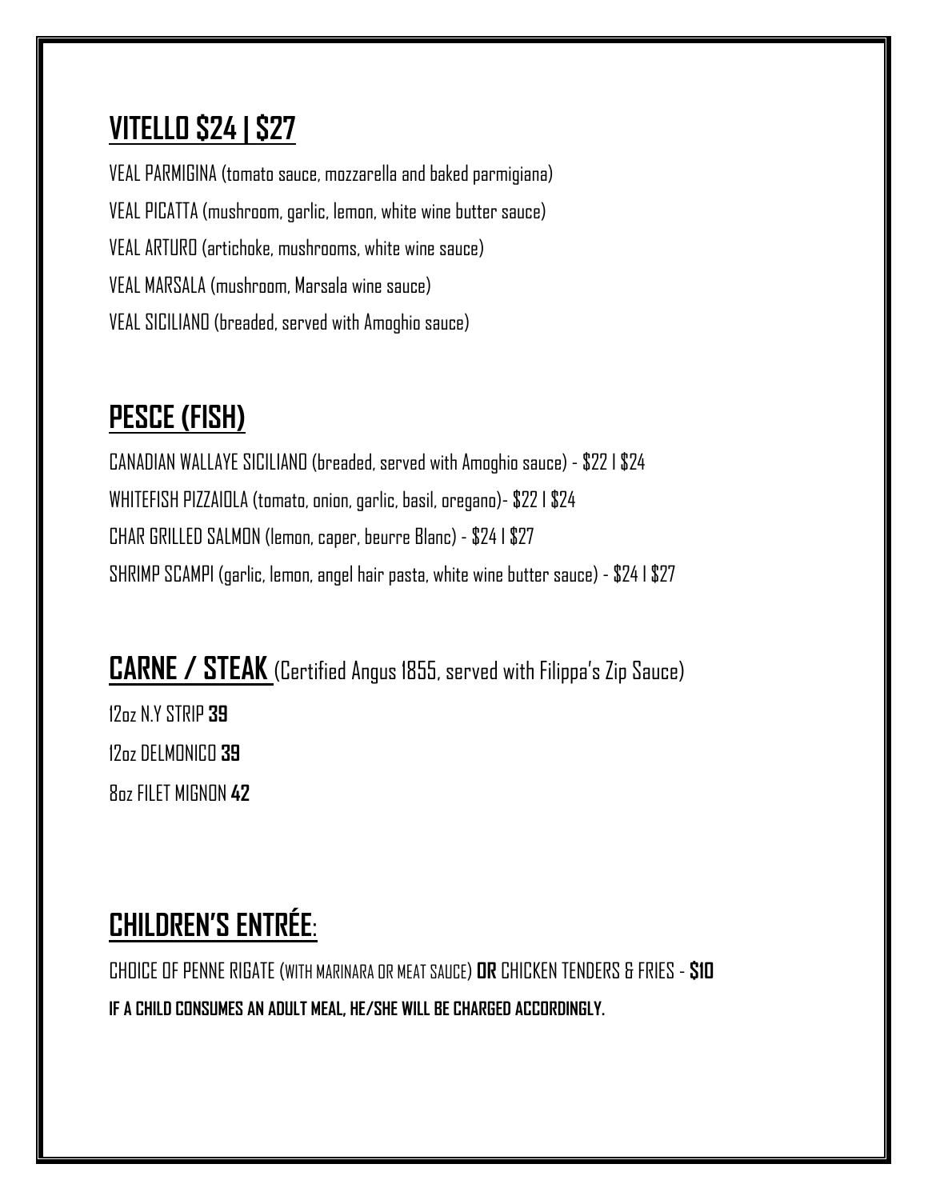## VITELLO $24 | $27

VEAL PARMIGINA (tomato sauce, mozzarella and baked parmigiana)

VEAL PICATTA (mushroom, garlic, lemon, white wine butter sauce)

VEAL ARTURO (artichoke, mushrooms, white wine sauce)

VEAL MARSALA (mushroom, Marsala wine sauce)

VEAL SICILIANO (breaded, served with Amoghio sauce)

## PESCE (FISH)

CANADIAN WALLAYE SICILIANO (breaded, served with Amoghio sauce) - $22 I $24

WHITEFISH PIZZAIOLA (tomato, onion, garlic, basil, oregano)- $22 I $24

CHAR GRILLED SALMON (lemon, caper, beurre Blanc) - $24 I $27

SHRIMP SCAMPI (garlic, lemon, angel hair pasta, white wine butter sauce) - $24 I $27

## CARNE / STEAK (Certified Angus 1855, served with Filippa's Zip Sauce)

12oz N.Y STRIP **39**

12oz DELMONICO **39**

8oz FILET MIGNON **42**

## CHILDREN'S ENTRÉE:

CHOICE OF PENNE RIGATE (WITH MARINARA OR MEAT SAUCE) **OR** CHICKEN TENDERS & FRIES - **$10**

**IF A CHILD CONSUMES AN ADULT MEAL, HE/SHE WILL BE CHARGED ACCORDINGLY.**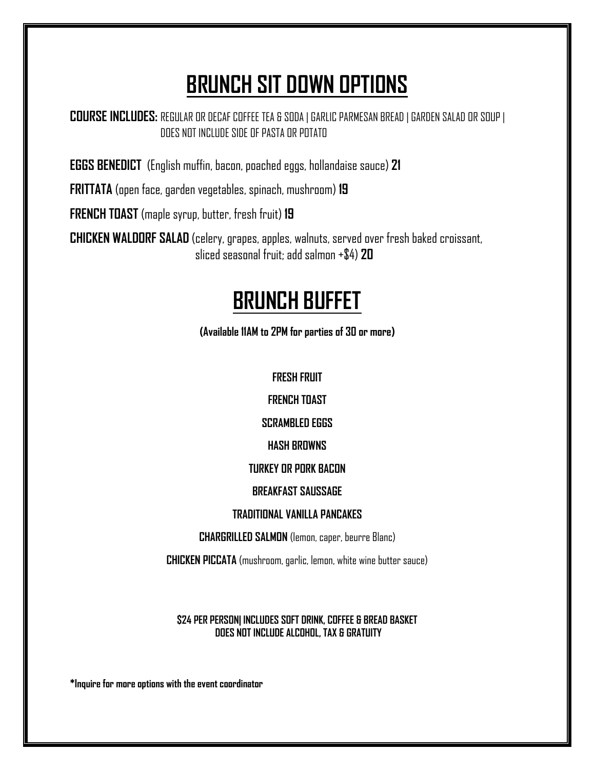# BRUNCH SIT DOWN OPTIONS

**COURSE INCLUDES:** REGULAR OR DECAF COFFEE TEA & SODA | GARLIC PARMESAN BREAD | GARDEN SALAD OR SOUP | DOES NOT INCLUDE SIDE OF PASTA OR POTATO

**EGGS BENEDICT** (English muffin, bacon, poached eggs, hollandaise sauce) **21**

**FRITTATA** (open face, garden vegetables, spinach, mushroom) **19**

**FRENCH TOAST** (maple syrup, butter, fresh fruit) **19**

**CHICKEN WALDORF SALAD** (celery, grapes, apples, walnuts, served over fresh baked croissant, sliced seasonal fruit; add salmon +$4) **20**

# BRUNCH BUFFET

**(Available 11AM to 2PM for parties of 30 or more)**

**FRESH FRUIT**

**FRENCH TOAST**

**SCRAMBLED EGGS**

**HASH BROWNS**

**TURKEY OR PORK BACON**

**BREAKFAST SAUSSAGE**

**TRADITIONAL VANILLA PANCAKES**

**CHARGRILLED SALMON** (lemon, caper, beurre Blanc)

**CHICKEN PICCATA** (mushroom, garlic, lemon, white wine butter sauce)

**$24 PER PERSON| INCLUDES SOFT DRINK, COFFEE & BREAD BASKET**
**DOES NOT INCLUDE ALCOHOL, TAX & GRATUITY**

**\*Inquire for more options with the event coordinator**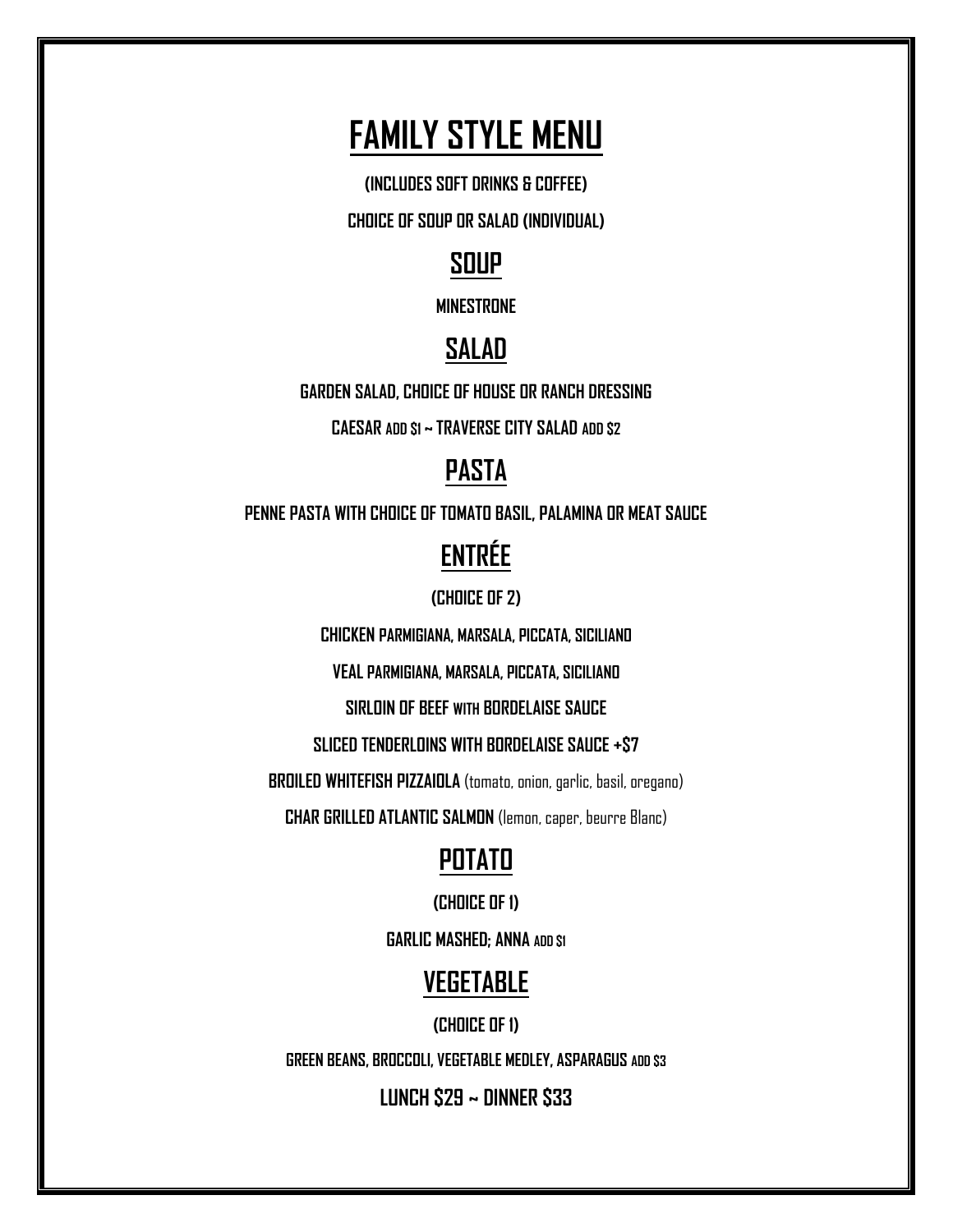# FAMILY STYLE MENU

**(INCLUDES SOFT DRINKS & COFFEE)**

**CHOICE OF SOUP OR SALAD (INDIVIDUAL)**

## SOUP

**MINESTRONE**

## SALAD

**GARDEN SALAD, CHOICE OF HOUSE OR RANCH DRESSING**

**CAESAR ADD $1 ~ TRAVERSE CITY SALAD ADD $2**

## PASTA

**PENNE PASTA WITH CHOICE OF TOMATO BASIL, PALAMINA OR MEAT SAUCE**

## ENTRÉE

**(CHOICE OF 2)**

**CHICKEN PARMIGIANA, MARSALA, PICCATA, SICILIANO**

**VEAL PARMIGIANA, MARSALA, PICCATA, SICILIANO**

**SIRLOIN OF BEEF WITH BORDELAISE SAUCE**

**SLICED TENDERLOINS WITH BORDELAISE SAUCE +$7**

**BROILED WHITEFISH PIZZAIOLA** (tomato, onion, garlic, basil, oregano)

**CHAR GRILLED ATLANTIC SALMON** (lemon, caper, beurre Blanc)

## POTATO

**(CHOICE OF 1)**

**GARLIC MASHED; ANNA ADD $1**

## VEGETABLE

**(CHOICE OF 1)**

**GREEN BEANS, BROCCOLI, VEGETABLE MEDLEY, ASPARAGUS ADD $3**

**LUNCH $29 ~ DINNER $33**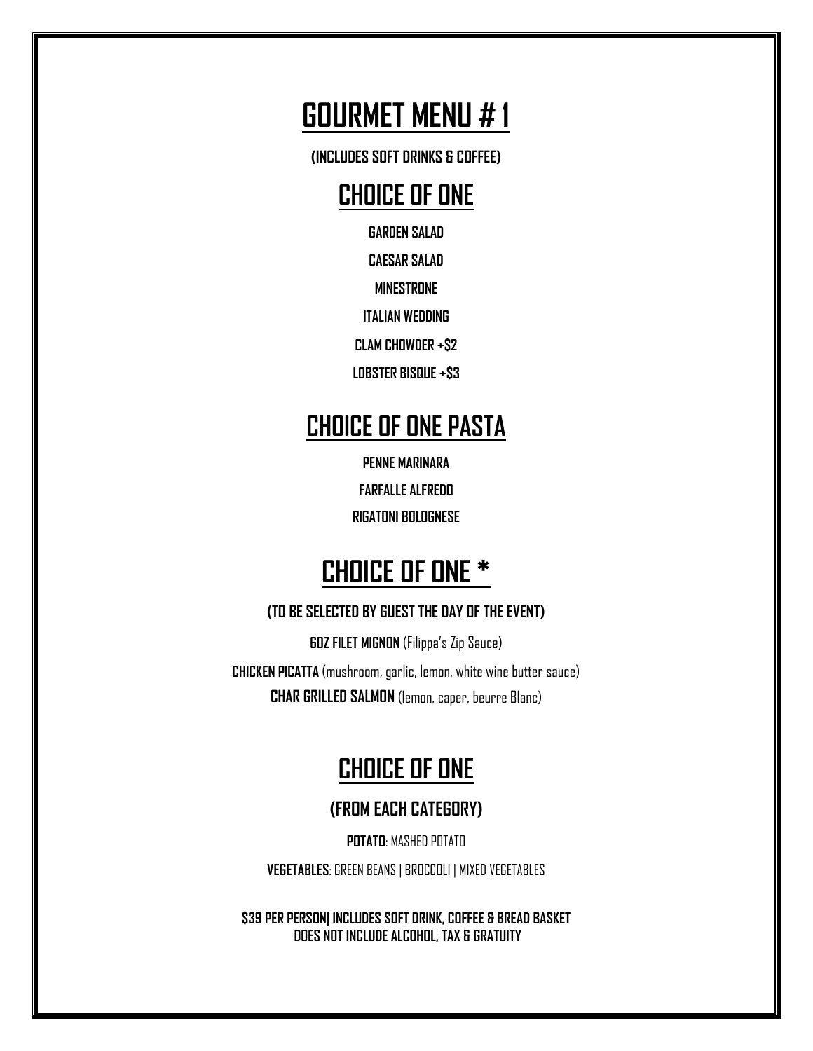# GOURMET MENU # 1

**(INCLUDES SOFT DRINKS & COFFEE)**

## CHOICE OF ONE

**GARDEN SALAD**

**CAESAR SALAD**

**MINESTRONE**

**ITALIAN WEDDING**

**CLAM CHOWDER +$2**

**LOBSTER BISQUE +$3**

## CHOICE OF ONE PASTA

**PENNE MARINARA**

**FARFALLE ALFREDO**

**RIGATONI BOLOGNESE**

## CHOICE OF ONE *

**(TO BE SELECTED BY GUEST THE DAY OF THE EVENT)**

**6OZ FILET MIGNON** (Filippa's Zip Sauce)

**CHICKEN PICATTA** (mushroom, garlic, lemon, white wine butter sauce)

**CHAR GRILLED SALMON** (lemon, caper, beurre Blanc)

## CHOICE OF ONE

**(FROM EACH CATEGORY)**

**POTATO**: MASHED POTATO

**VEGETABLES**: GREEN BEANS | BROCCOLI | MIXED VEGETABLES

**$39 PER PERSON| INCLUDES SOFT DRINK, COFFEE & BREAD BASKET**
**DOES NOT INCLUDE ALCOHOL, TAX & GRATUITY**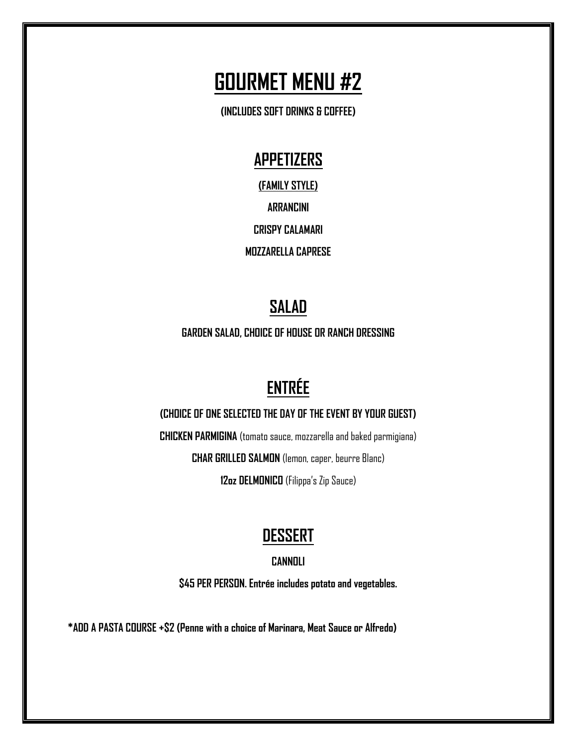# GOURMET MENU #2

**(INCLUDES SOFT DRINKS & COFFEE)**

## APPETIZERS

**(FAMILY STYLE)**

**ARRANCINI**

**CRISPY CALAMARI**

**MOZZARELLA CAPRESE**

## SALAD

**GARDEN SALAD, CHOICE OF HOUSE OR RANCH DRESSING**

## ENTRÉE

**(CHOICE OF ONE SELECTED THE DAY OF THE EVENT BY YOUR GUEST)**

**CHICKEN PARMIGINA** (tomato sauce, mozzarella and baked parmigiana)

**CHAR GRILLED SALMON** (lemon, caper, beurre Blanc)

**12oz DELMONICO** (Filippa's Zip Sauce)

## DESSERT

**CANNOLI**

**$45 PER PERSON. Entrée includes potato and vegetables.**

**\*ADD A PASTA COURSE +$2 (Penne with a choice of Marinara, Meat Sauce or Alfredo)**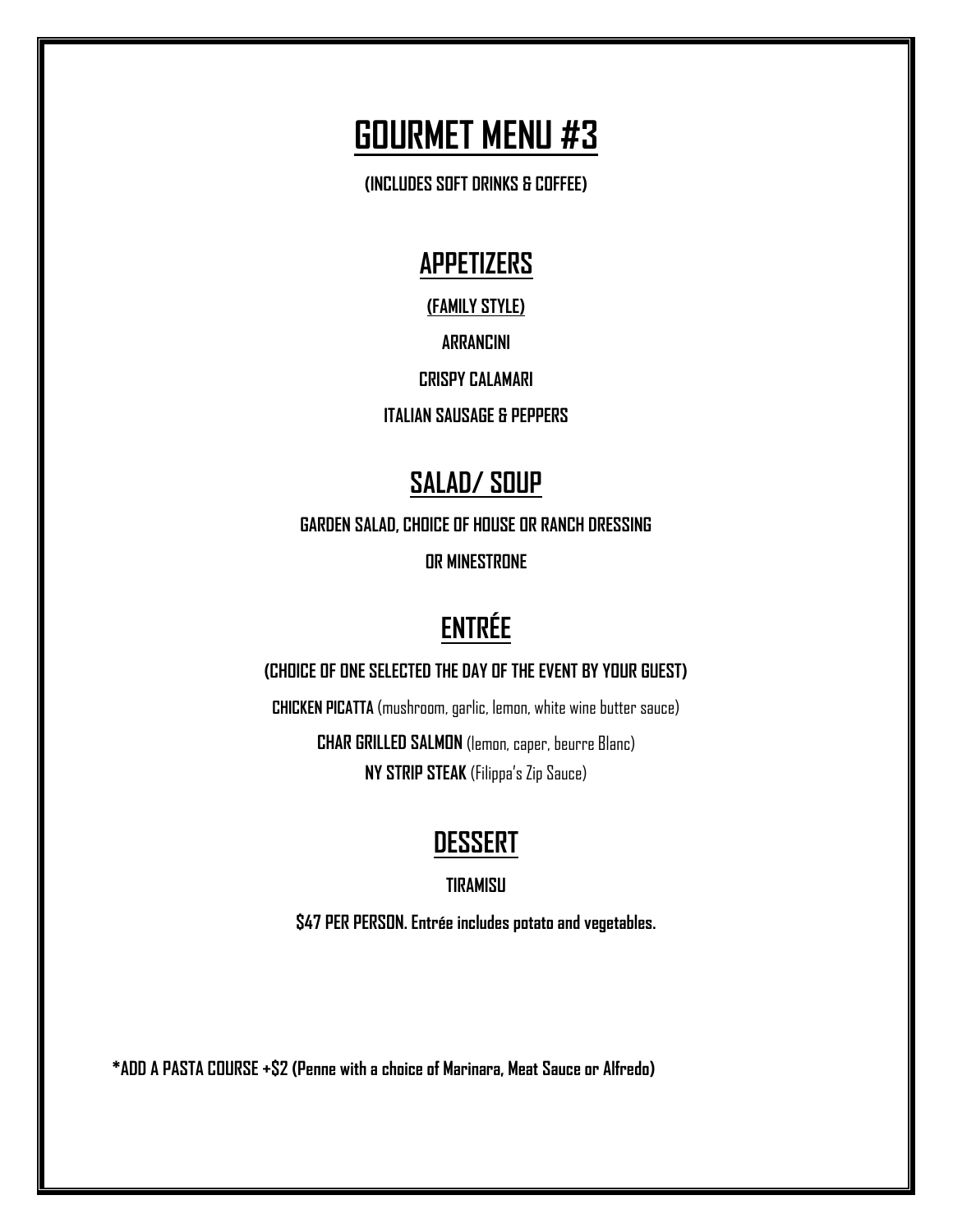# GOURMET MENU #3

**(INCLUDES SOFT DRINKS & COFFEE)**

## APPETIZERS

**(FAMILY STYLE)**

**ARRANCINI**

**CRISPY CALAMARI**

**ITALIAN SAUSAGE & PEPPERS**

## SALAD/ SOUP

**GARDEN SALAD, CHOICE OF HOUSE OR RANCH DRESSING**

**OR MINESTRONE**

## ENTRÉE

**(CHOICE OF ONE SELECTED THE DAY OF THE EVENT BY YOUR GUEST)**

**CHICKEN PICATTA** (mushroom, garlic, lemon, white wine butter sauce)

**CHAR GRILLED SALMON** (lemon, caper, beurre Blanc)

**NY STRIP STEAK** (Filippa's Zip Sauce)

## DESSERT

**TIRAMISU**

**$47 PER PERSON. Entrée includes potato and vegetables.**

**\*ADD A PASTA COURSE +$2 (Penne with a choice of Marinara, Meat Sauce or Alfredo)**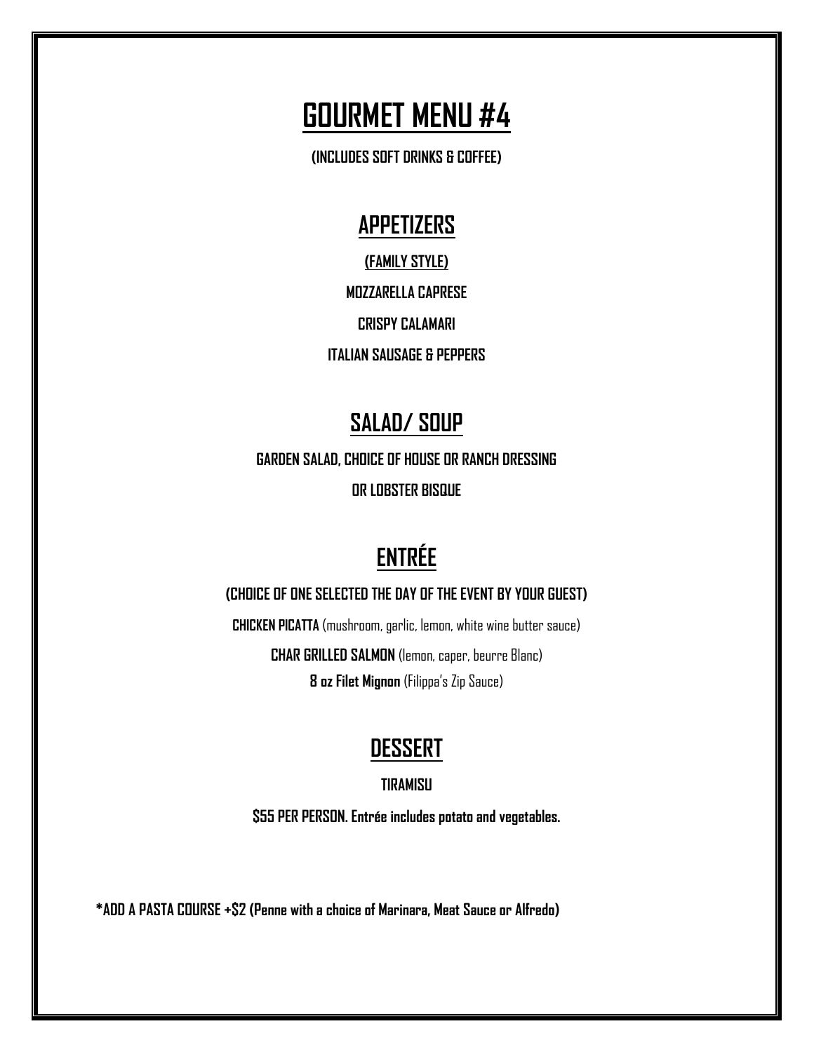# GOURMET MENU #4

**(INCLUDES SOFT DRINKS & COFFEE)**

## APPETIZERS

**(FAMILY STYLE)**

**MOZZARELLA CAPRESE**

**CRISPY CALAMARI**

**ITALIAN SAUSAGE & PEPPERS**

## SALAD/ SOUP

**GARDEN SALAD, CHOICE OF HOUSE OR RANCH DRESSING**

**OR LOBSTER BISQUE**

## ENTRÉE

**(CHOICE OF ONE SELECTED THE DAY OF THE EVENT BY YOUR GUEST)**

**CHICKEN PICATTA** (mushroom, garlic, lemon, white wine butter sauce)

**CHAR GRILLED SALMON** (lemon, caper, beurre Blanc)

**8 oz Filet Mignon** (Filippa's Zip Sauce)

## DESSERT

**TIRAMISU**

**$55 PER PERSON. Entrée includes potato and vegetables.**

**\*ADD A PASTA COURSE +$2 (Penne with a choice of Marinara, Meat Sauce or Alfredo)**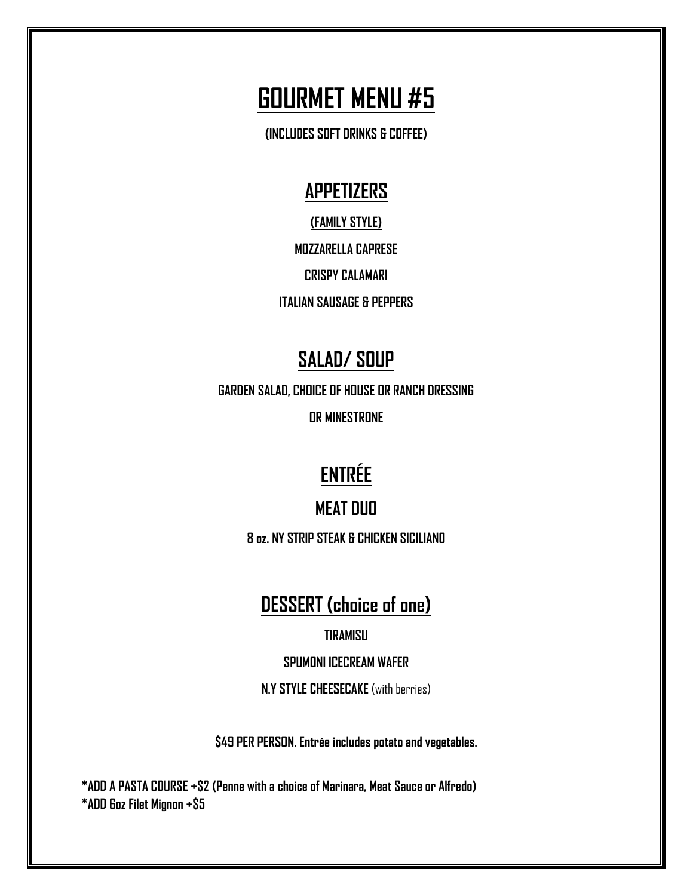# GOURMET MENU #5

**(INCLUDES SOFT DRINKS & COFFEE)**

## APPETIZERS

**(FAMILY STYLE)**

**MOZZARELLA CAPRESE**

**CRISPY CALAMARI**

**ITALIAN SAUSAGE & PEPPERS**

## SALAD/ SOUP

**GARDEN SALAD, CHOICE OF HOUSE OR RANCH DRESSING**

**OR MINESTRONE**

## ENTRÉE

### MEAT DUO

**8 oz. NY STRIP STEAK & CHICKEN SICILIANO**

## DESSERT (choice of one)

**TIRAMISU**

**SPUMONI ICECREAM WAFER**

**N.Y STYLE CHEESECAKE** (with berries)

**$49 PER PERSON. Entrée includes potato and vegetables.**

**\*ADD A PASTA COURSE +$2 (Penne with a choice of Marinara, Meat Sauce or Alfredo)**
**\*ADD 6oz Filet Mignon +$5**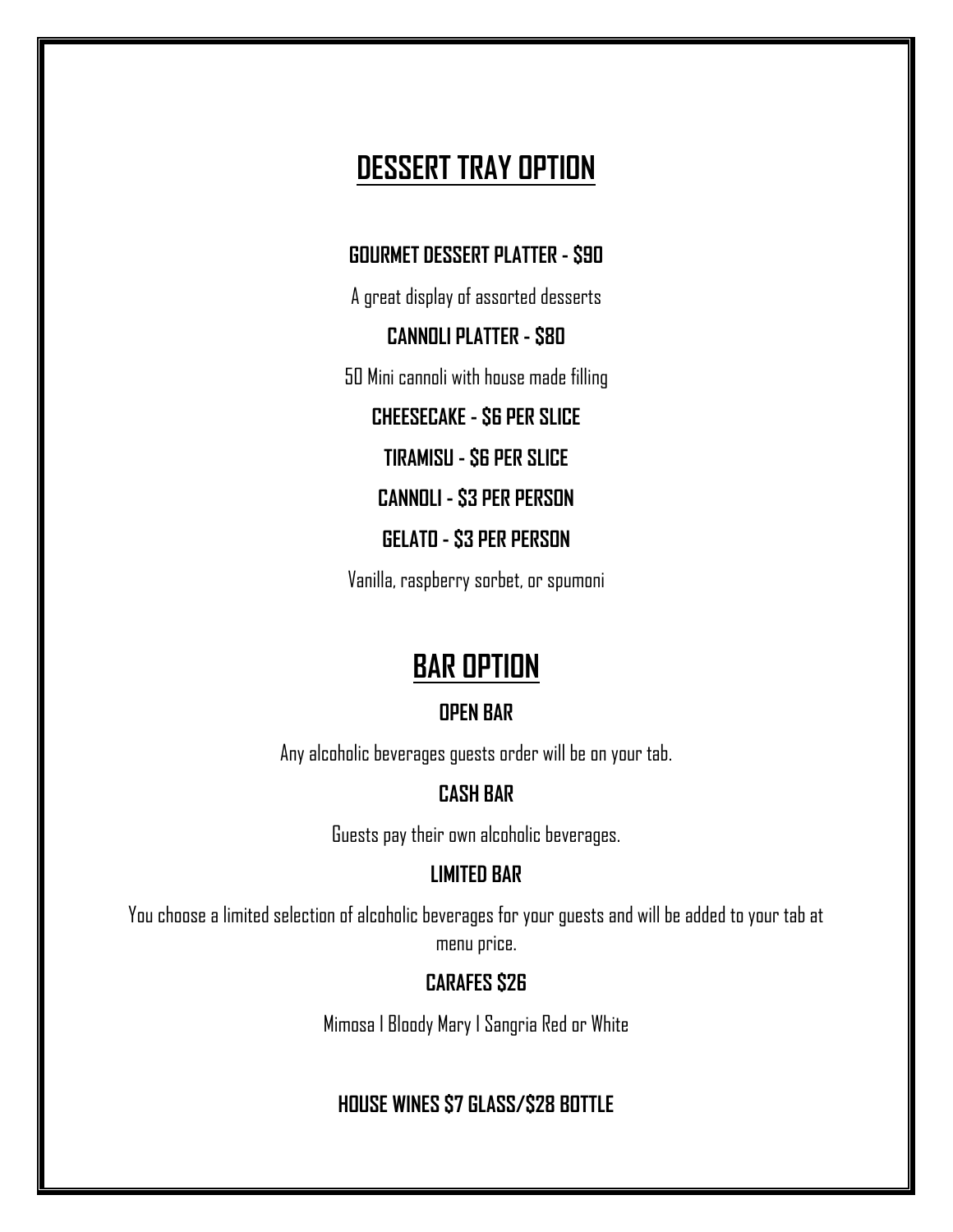## DESSERT TRAY OPTION

**GOURMET DESSERT PLATTER - $90**

A great display of assorted desserts

**CANNOLI PLATTER - $80**

50 Mini cannoli with house made filling

**CHEESECAKE - $6 PER SLICE**

**TIRAMISU - $6 PER SLICE**

**CANNOLI - $3 PER PERSON**

**GELATO - $3 PER PERSON**

Vanilla, raspberry sorbet, or spumoni

## BAR OPTION

**OPEN BAR**

Any alcoholic beverages guests order will be on your tab.

**CASH BAR**

Guests pay their own alcoholic beverages.

**LIMITED BAR**

You choose a limited selection of alcoholic beverages for your guests and will be added to your tab at menu price.

**CARAFES $26**

Mimosa | Bloody Mary | Sangria Red or White

**HOUSE WINES $7 GLASS/$28 BOTTLE**